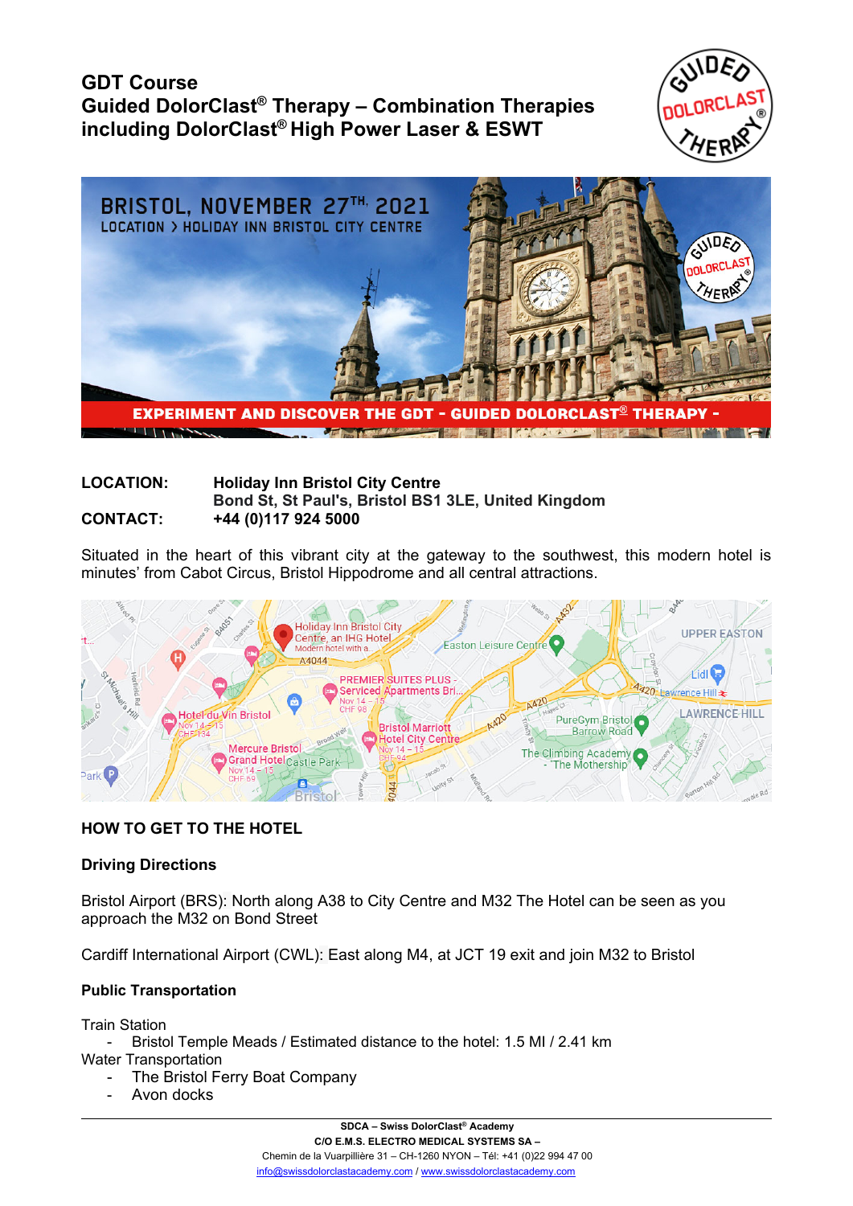# GDT Course

## Guided DolorClast® Therapy – Combination Therapies including DolorClast® High Power Laser & ESWT

BRISTOL, NOVEMBER 27TH, 2021

LOCATION > HOLIDAY INN BRISTOL CITY CENTRE

EXPERIMENT AND DISCOVER THE GDT - GUIDED DOLORCLAST® THERAPY -

**LOCATION:** **Holiday Inn Bristol City Centre**
**Bond St, St Paul's, Bristol BS1 3LE, United Kingdom**

**CONTACT:** **+44 (0)117 924 5000**

Situated in the heart of this vibrant city at the gateway to the southwest, this modern hotel is minutes' from Cabot Circus, Bristol Hippodrome and all central attractions.

### HOW TO GET TO THE HOTEL

#### Driving Directions

Bristol Airport (BRS): North along A38 to City Centre and M32 The Hotel can be seen as you approach the M32 on Bond Street

Cardiff International Airport (CWL): East along M4, at JCT 19 exit and join M32 to Bristol

#### Public Transportation

Train Station
- Bristol Temple Meads / Estimated distance to the hotel: 1.5 MI / 2.41 km

Water Transportation
- The Bristol Ferry Boat Company
- Avon docks

**SDCA – Swiss DolorClast® Academy**
**C/O E.M.S. ELECTRO MEDICAL SYSTEMS SA –**
Chemin de la Vuarpillière 31 – CH-1260 NYON – Tél: +41 (0)22 994 47 00
info@swissdolorclastacademy.com / www.swissdolorclastacademy.com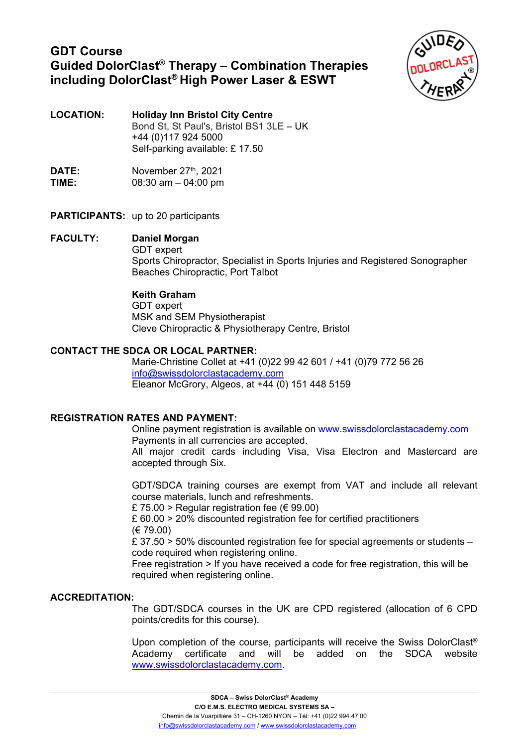# GDT Course
# Guided DolorClast® Therapy – Combination Therapies including DolorClast® High Power Laser & ESWT

**LOCATION:** **Holiday Inn Bristol City Centre**
Bond St, St Paul's, Bristol BS1 3LE – UK
+44 (0)117 924 5000
Self-parking available: £ 17.50

**DATE:** November 27th, 2021
**TIME:** 08:30 am – 04:00 pm

**PARTICIPANTS:** up to 20 participants

**FACULTY:**

**Daniel Morgan**
GDT expert
Sports Chiropractor, Specialist in Sports Injuries and Registered Sonographer
Beaches Chiropractic, Port Talbot

**Keith Graham**
GDT expert
MSK and SEM Physiotherapist
Cleve Chiropractic & Physiotherapy Centre, Bristol

**CONTACT THE SDCA OR LOCAL PARTNER:**

Marie-Christine Collet at +41 (0)22 99 42 601 / +41 (0)79 772 56 26
info@swissdolorclastacademy.com
Eleanor McGrory, Algeos, at +44 (0) 151 448 5159

**REGISTRATION RATES AND PAYMENT:**

Online payment registration is available on www.swissdolorclastacademy.com
Payments in all currencies are accepted.
All major credit cards including Visa, Visa Electron and Mastercard are accepted through Six.

GDT/SDCA training courses are exempt from VAT and include all relevant course materials, lunch and refreshments.
£ 75.00 > Regular registration fee (€ 99.00)
£ 60.00 > 20% discounted registration fee for certified practitioners (€ 79.00)
£ 37.50 > 50% discounted registration fee for special agreements or students – code required when registering online.
Free registration > If you have received a code for free registration, this will be required when registering online.

**ACCREDITATION:**

The GDT/SDCA courses in the UK are CPD registered (allocation of 6 CPD points/credits for this course).

Upon completion of the course, participants will receive the Swiss DolorClast® Academy certificate and will be added on the SDCA website www.swissdolorclastacademy.com.

**SDCA – Swiss DolorClast® Academy**
**C/O E.M.S. ELECTRO MEDICAL SYSTEMS SA –**
Chemin de la Vuarpillière 31 – CH-1260 NYON – Tél: +41 (0)22 994 47 00
info@swissdolorclastacademy.com / www.swissdolorclastacademy.com